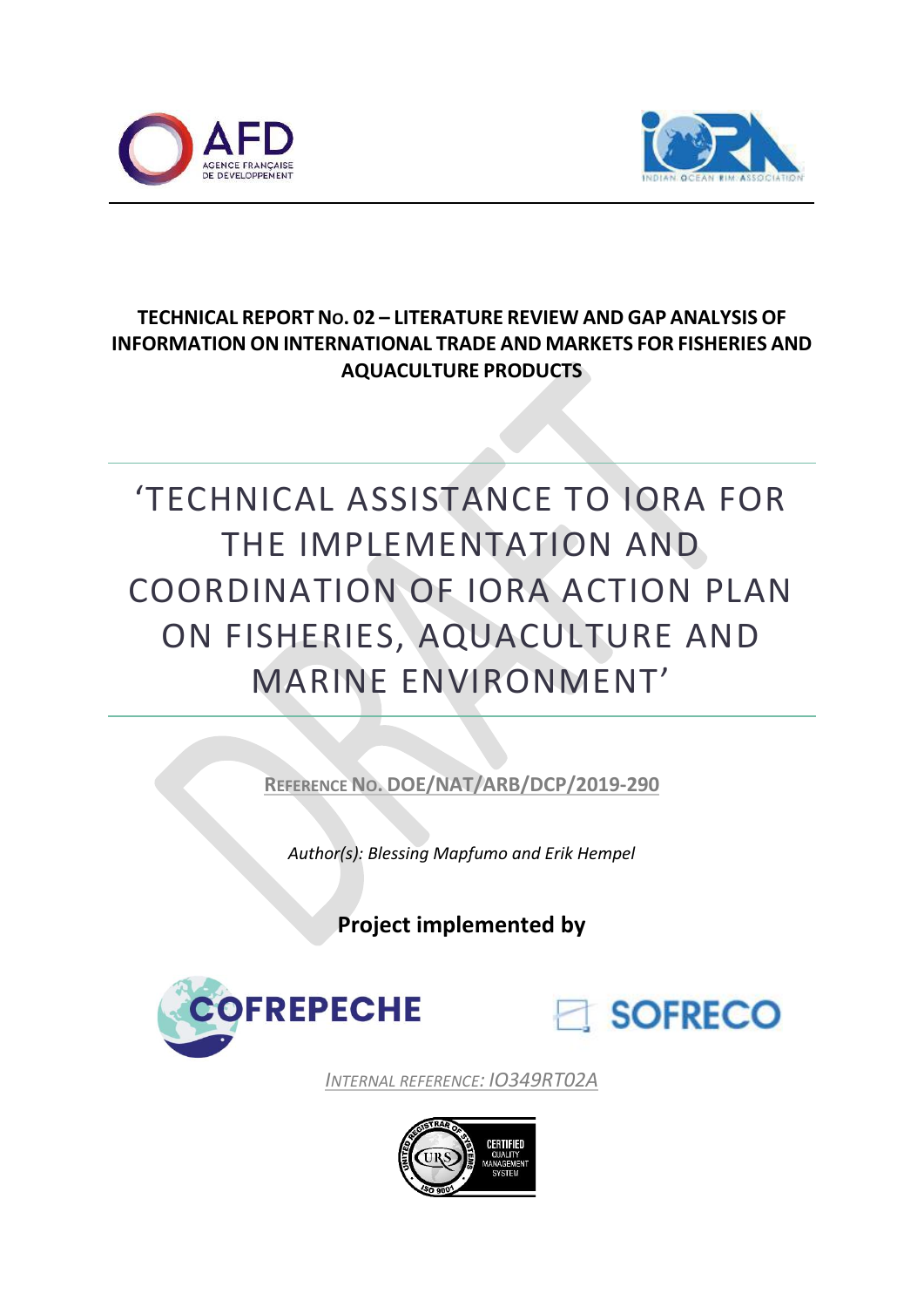**TECHNICAL REPORT No. 02 – LITERATURE REVIEW AND GAP ANALYSIS OF INFORMATION ON INTERNATIONAL TRADE AND MARKETS FOR FISHERIES AND AQUACULTURE PRODUCTS**

# 'TECHNICAL ASSISTANCE TO IORA FOR THE IMPLEMENTATION AND COORDINATION OF IORA ACTION PLAN ON FISHERIES, AQUACULTURE AND MARINE ENVIRONMENT'

**REFERENCE No. DOE/NAT/ARB/DCP/2019-290**

*Author(s): Blessing Mapfumo and Erik Hempel*

**Project implemented by**

COFREPECHE SOFRECO

*INTERNAL REFERENCE: IO349RT02A*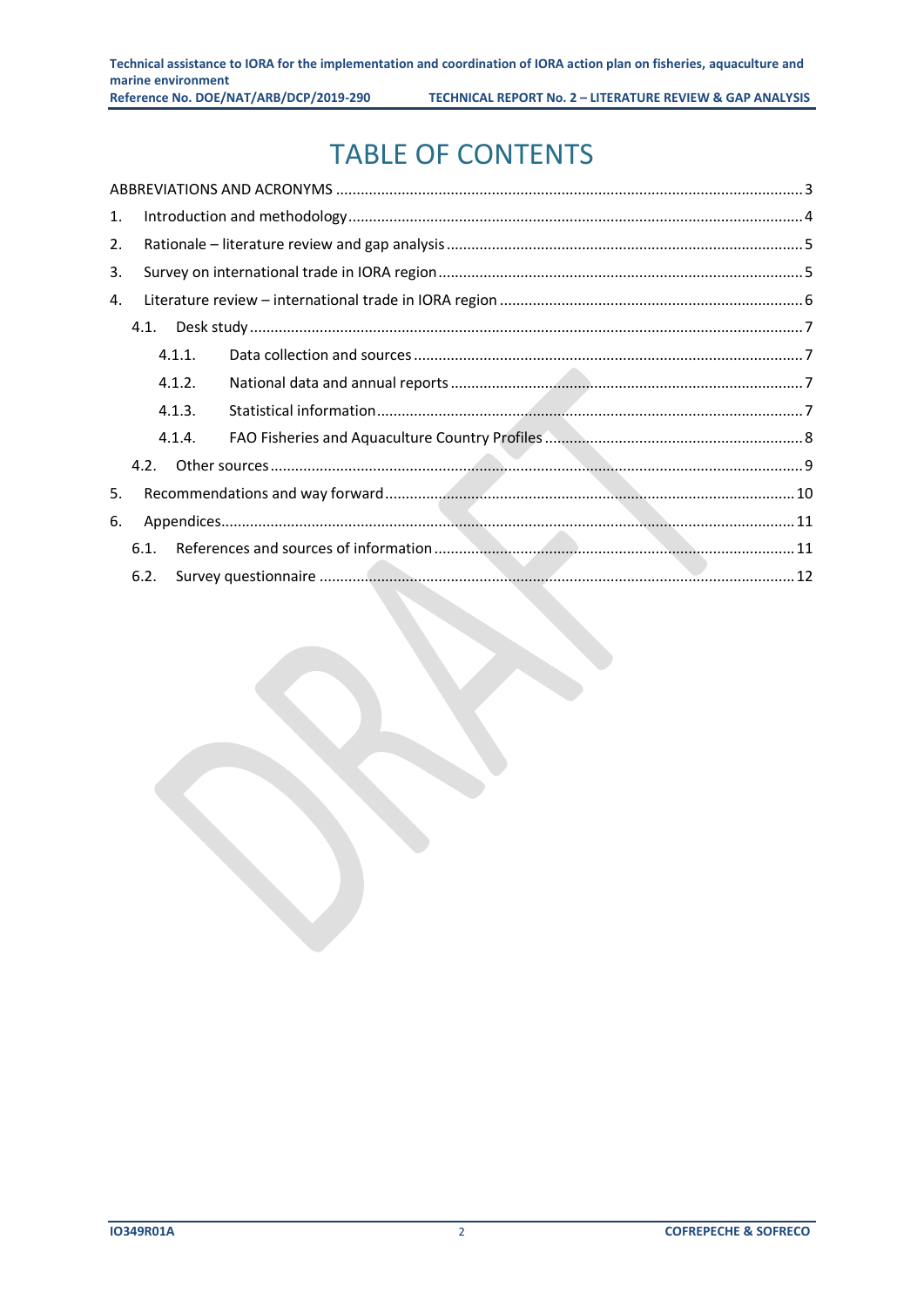# TABLE OF CONTENTS

ABBREVIATIONS AND ACRONYMS ..... 3

1. Introduction and methodology ..... 4
2. Rationale – literature review and gap analysis ..... 5
3. Survey on international trade in IORA region ..... 5
4. Literature review – international trade in IORA region ..... 6
   - 4.1. Desk study ..... 7
     - 4.1.1. Data collection and sources ..... 7
     - 4.1.2. National data and annual reports ..... 7
     - 4.1.3. Statistical information ..... 7
     - 4.1.4. FAO Fisheries and Aquaculture Country Profiles ..... 8
   - 4.2. Other sources ..... 9
5. Recommendations and way forward ..... 10
6. Appendices ..... 11
   - 6.1. References and sources of information ..... 11
   - 6.2. Survey questionnaire ..... 12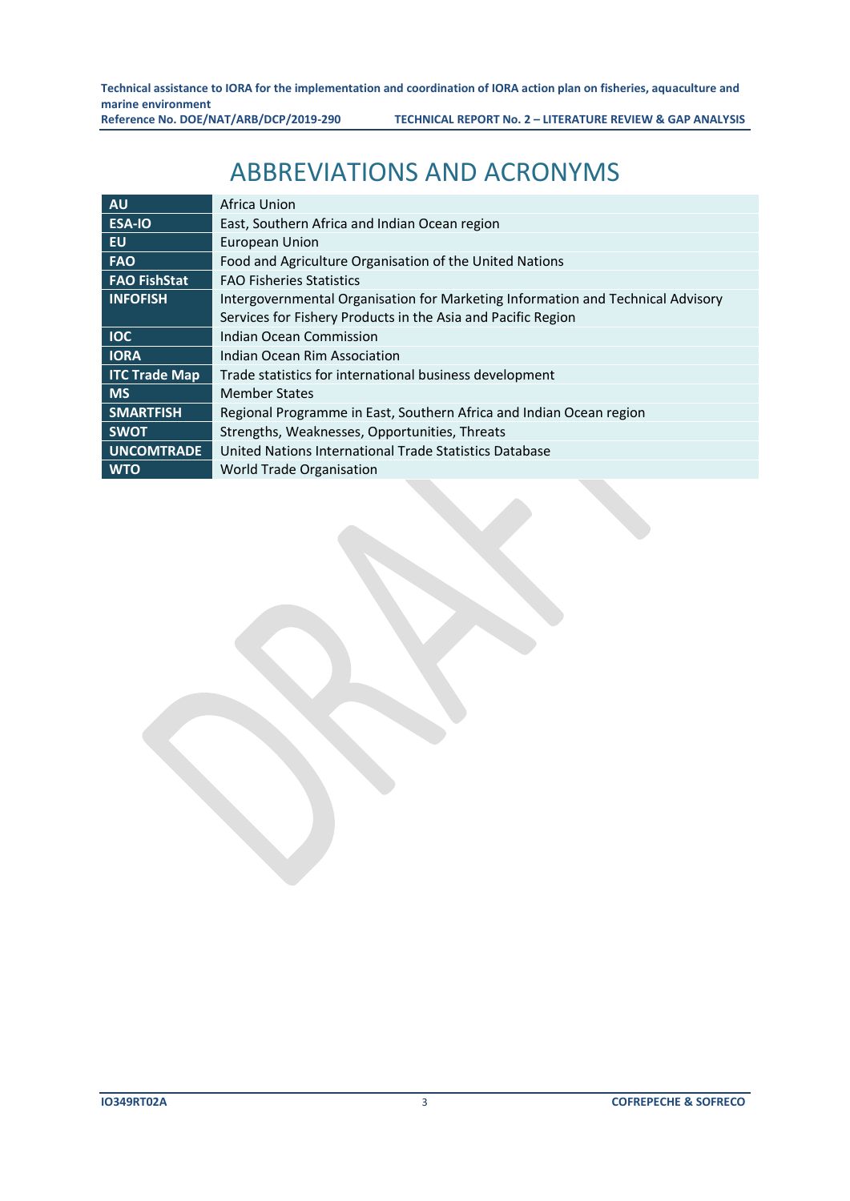# ABBREVIATIONS AND ACRONYMS

| | |
|---|---|
| **AU** | Africa Union |
| **ESA-IO** | East, Southern Africa and Indian Ocean region |
| **EU** | European Union |
| **FAO** | Food and Agriculture Organisation of the United Nations |
| **FAO FishStat** | FAO Fisheries Statistics |
| **INFOFISH** | Intergovernmental Organisation for Marketing Information and Technical Advisory Services for Fishery Products in the Asia and Pacific Region |
| **IOC** | Indian Ocean Commission |
| **IORA** | Indian Ocean Rim Association |
| **ITC Trade Map** | Trade statistics for international business development |
| **MS** | Member States |
| **SMARTFISH** | Regional Programme in East, Southern Africa and Indian Ocean region |
| **SWOT** | Strengths, Weaknesses, Opportunities, Threats |
| **UNCOMTRADE** | United Nations International Trade Statistics Database |
| **WTO** | World Trade Organisation |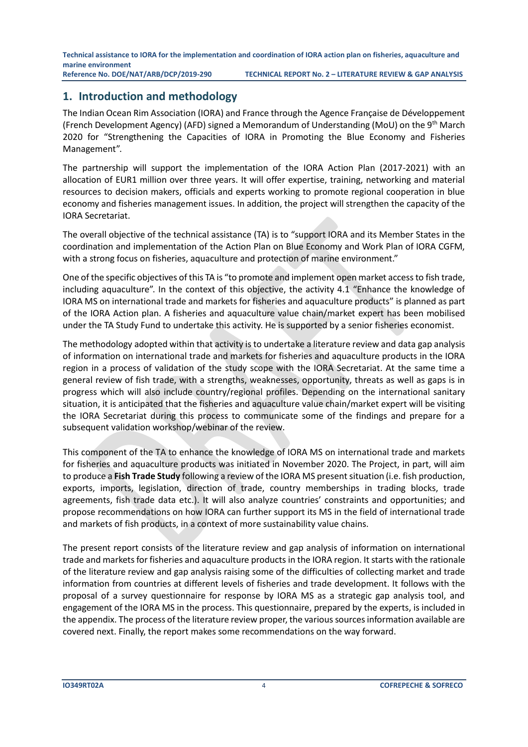## 1. Introduction and methodology

The Indian Ocean Rim Association (IORA) and France through the Agence Française de Développement (French Development Agency) (AFD) signed a Memorandum of Understanding (MoU) on the 9th March 2020 for "Strengthening the Capacities of IORA in Promoting the Blue Economy and Fisheries Management".

The partnership will support the implementation of the IORA Action Plan (2017-2021) with an allocation of EUR1 million over three years. It will offer expertise, training, networking and material resources to decision makers, officials and experts working to promote regional cooperation in blue economy and fisheries management issues. In addition, the project will strengthen the capacity of the IORA Secretariat.

The overall objective of the technical assistance (TA) is to "support IORA and its Member States in the coordination and implementation of the Action Plan on Blue Economy and Work Plan of IORA CGFM, with a strong focus on fisheries, aquaculture and protection of marine environment."

One of the specific objectives of this TA is "to promote and implement open market access to fish trade, including aquaculture". In the context of this objective, the activity 4.1 "Enhance the knowledge of IORA MS on international trade and markets for fisheries and aquaculture products" is planned as part of the IORA Action plan. A fisheries and aquaculture value chain/market expert has been mobilised under the TA Study Fund to undertake this activity. He is supported by a senior fisheries economist.

The methodology adopted within that activity is to undertake a literature review and data gap analysis of information on international trade and markets for fisheries and aquaculture products in the IORA region in a process of validation of the study scope with the IORA Secretariat. At the same time a general review of fish trade, with a strengths, weaknesses, opportunity, threats as well as gaps is in progress which will also include country/regional profiles. Depending on the international sanitary situation, it is anticipated that the fisheries and aquaculture value chain/market expert will be visiting the IORA Secretariat during this process to communicate some of the findings and prepare for a subsequent validation workshop/webinar of the review.

This component of the TA to enhance the knowledge of IORA MS on international trade and markets for fisheries and aquaculture products was initiated in November 2020. The Project, in part, will aim to produce a **Fish Trade Study** following a review of the IORA MS present situation (i.e. fish production, exports, imports, legislation, direction of trade, country memberships in trading blocks, trade agreements, fish trade data etc.). It will also analyze countries' constraints and opportunities; and propose recommendations on how IORA can further support its MS in the field of international trade and markets of fish products, in a context of more sustainability value chains.

The present report consists of the literature review and gap analysis of information on international trade and markets for fisheries and aquaculture products in the IORA region. It starts with the rationale of the literature review and gap analysis raising some of the difficulties of collecting market and trade information from countries at different levels of fisheries and trade development. It follows with the proposal of a survey questionnaire for response by IORA MS as a strategic gap analysis tool, and engagement of the IORA MS in the process. This questionnaire, prepared by the experts, is included in the appendix. The process of the literature review proper, the various sources information available are covered next. Finally, the report makes some recommendations on the way forward.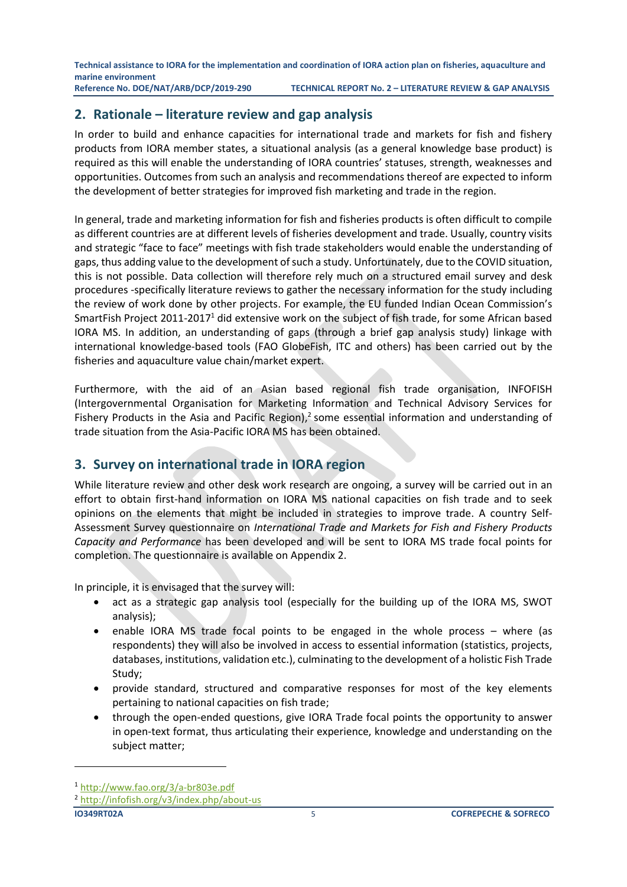## 2. Rationale – literature review and gap analysis

In order to build and enhance capacities for international trade and markets for fish and fishery products from IORA member states, a situational analysis (as a general knowledge base product) is required as this will enable the understanding of IORA countries' statuses, strength, weaknesses and opportunities. Outcomes from such an analysis and recommendations thereof are expected to inform the development of better strategies for improved fish marketing and trade in the region.

In general, trade and marketing information for fish and fisheries products is often difficult to compile as different countries are at different levels of fisheries development and trade. Usually, country visits and strategic "face to face" meetings with fish trade stakeholders would enable the understanding of gaps, thus adding value to the development of such a study. Unfortunately, due to the COVID situation, this is not possible. Data collection will therefore rely much on a structured email survey and desk procedures -specifically literature reviews to gather the necessary information for the study including the review of work done by other projects. For example, the EU funded Indian Ocean Commission's SmartFish Project 2011-2017[1] did extensive work on the subject of fish trade, for some African based IORA MS. In addition, an understanding of gaps (through a brief gap analysis study) linkage with international knowledge-based tools (FAO GlobeFish, ITC and others) has been carried out by the fisheries and aquaculture value chain/market expert.

Furthermore, with the aid of an Asian based regional fish trade organisation, INFOFISH (Intergovernmental Organisation for Marketing Information and Technical Advisory Services for Fishery Products in the Asia and Pacific Region),[2] some essential information and understanding of trade situation from the Asia-Pacific IORA MS has been obtained.

## 3. Survey on international trade in IORA region

While literature review and other desk work research are ongoing, a survey will be carried out in an effort to obtain first-hand information on IORA MS national capacities on fish trade and to seek opinions on the elements that might be included in strategies to improve trade. A country Self-Assessment Survey questionnaire on *International Trade and Markets for Fish and Fishery Products Capacity and Performance* has been developed and will be sent to IORA MS trade focal points for completion. The questionnaire is available on Appendix 2.

In principle, it is envisaged that the survey will:

- act as a strategic gap analysis tool (especially for the building up of the IORA MS, SWOT analysis);
- enable IORA MS trade focal points to be engaged in the whole process – where (as respondents) they will also be involved in access to essential information (statistics, projects, databases, institutions, validation etc.), culminating to the development of a holistic Fish Trade Study;
- provide standard, structured and comparative responses for most of the key elements pertaining to national capacities on fish trade;
- through the open-ended questions, give IORA Trade focal points the opportunity to answer in open-text format, thus articulating their experience, knowledge and understanding on the subject matter;

---

[1] http://www.fao.org/3/a-br803e.pdf

[2] http://infofish.org/v3/index.php/about-us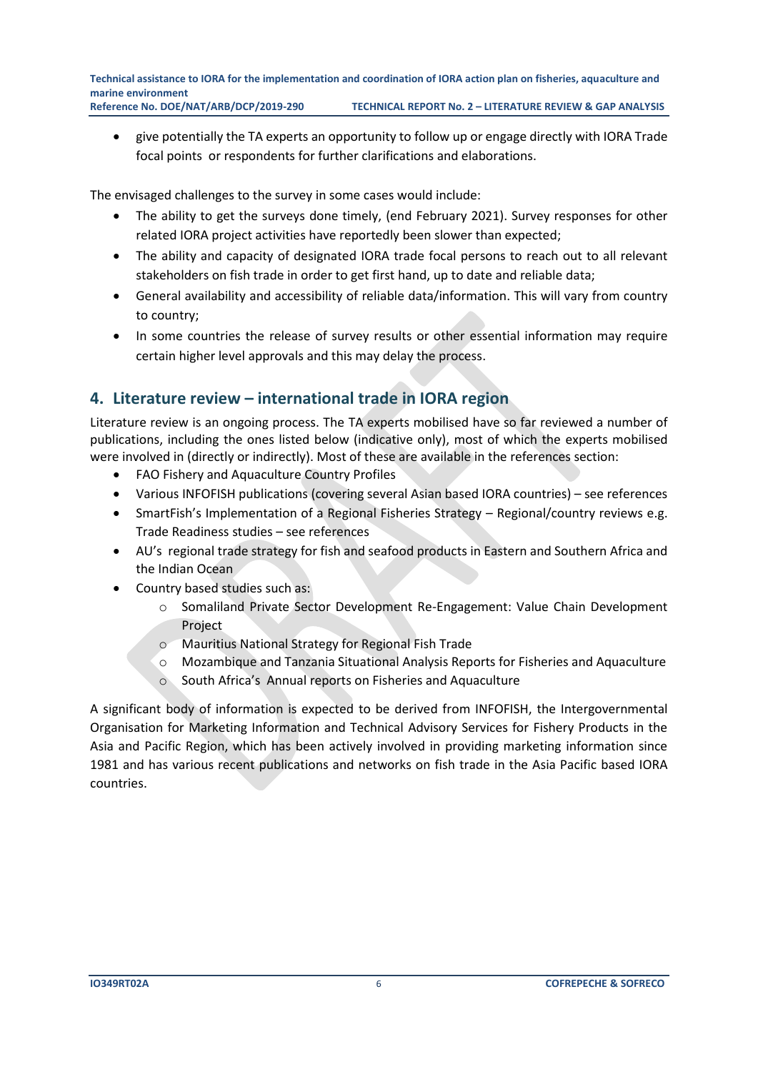- give potentially the TA experts an opportunity to follow up or engage directly with IORA Trade focal points or respondents for further clarifications and elaborations.

The envisaged challenges to the survey in some cases would include:

- The ability to get the surveys done timely, (end February 2021). Survey responses for other related IORA project activities have reportedly been slower than expected;
- The ability and capacity of designated IORA trade focal persons to reach out to all relevant stakeholders on fish trade in order to get first hand, up to date and reliable data;
- General availability and accessibility of reliable data/information. This will vary from country to country;
- In some countries the release of survey results or other essential information may require certain higher level approvals and this may delay the process.

## 4. Literature review – international trade in IORA region

Literature review is an ongoing process. The TA experts mobilised have so far reviewed a number of publications, including the ones listed below (indicative only), most of which the experts mobilised were involved in (directly or indirectly). Most of these are available in the references section:

- FAO Fishery and Aquaculture Country Profiles
- Various INFOFISH publications (covering several Asian based IORA countries) – see references
- SmartFish's Implementation of a Regional Fisheries Strategy – Regional/country reviews e.g. Trade Readiness studies – see references
- AU's regional trade strategy for fish and seafood products in Eastern and Southern Africa and the Indian Ocean
- Country based studies such as:
  - Somaliland Private Sector Development Re-Engagement: Value Chain Development Project
  - Mauritius National Strategy for Regional Fish Trade
  - Mozambique and Tanzania Situational Analysis Reports for Fisheries and Aquaculture
  - South Africa's Annual reports on Fisheries and Aquaculture

A significant body of information is expected to be derived from INFOFISH, the Intergovernmental Organisation for Marketing Information and Technical Advisory Services for Fishery Products in the Asia and Pacific Region, which has been actively involved in providing marketing information since 1981 and has various recent publications and networks on fish trade in the Asia Pacific based IORA countries.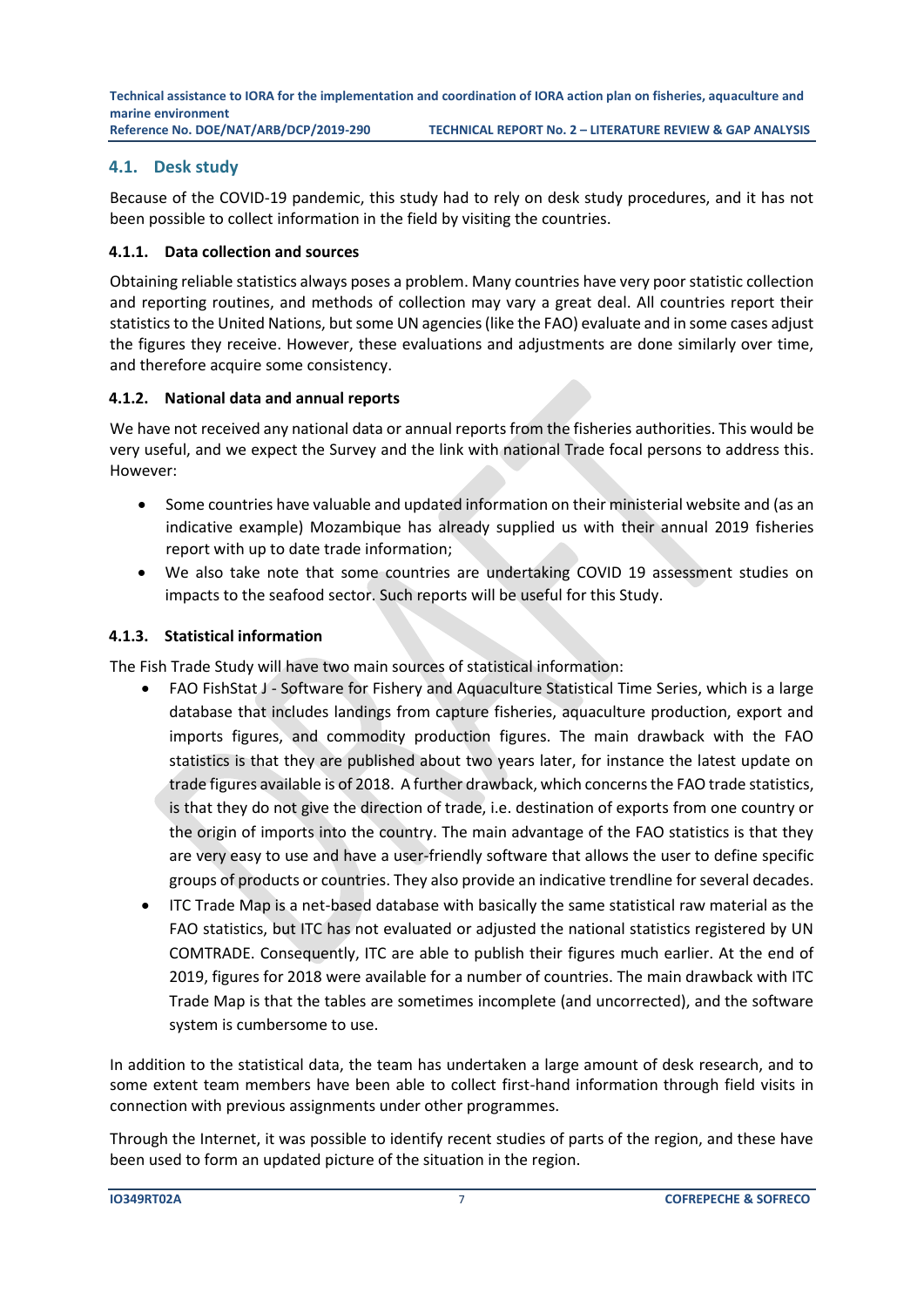## 4.1. Desk study

Because of the COVID-19 pandemic, this study had to rely on desk study procedures, and it has not been possible to collect information in the field by visiting the countries.

### 4.1.1. Data collection and sources

Obtaining reliable statistics always poses a problem. Many countries have very poor statistic collection and reporting routines, and methods of collection may vary a great deal. All countries report their statistics to the United Nations, but some UN agencies (like the FAO) evaluate and in some cases adjust the figures they receive. However, these evaluations and adjustments are done similarly over time, and therefore acquire some consistency.

### 4.1.2. National data and annual reports

We have not received any national data or annual reports from the fisheries authorities. This would be very useful, and we expect the Survey and the link with national Trade focal persons to address this. However:

- Some countries have valuable and updated information on their ministerial website and (as an indicative example) Mozambique has already supplied us with their annual 2019 fisheries report with up to date trade information;
- We also take note that some countries are undertaking COVID 19 assessment studies on impacts to the seafood sector. Such reports will be useful for this Study.

### 4.1.3. Statistical information

The Fish Trade Study will have two main sources of statistical information:

- FAO FishStat J - Software for Fishery and Aquaculture Statistical Time Series, which is a large database that includes landings from capture fisheries, aquaculture production, export and imports figures, and commodity production figures. The main drawback with the FAO statistics is that they are published about two years later, for instance the latest update on trade figures available is of 2018. A further drawback, which concerns the FAO trade statistics, is that they do not give the direction of trade, i.e. destination of exports from one country or the origin of imports into the country. The main advantage of the FAO statistics is that they are very easy to use and have a user-friendly software that allows the user to define specific groups of products or countries. They also provide an indicative trendline for several decades.
- ITC Trade Map is a net-based database with basically the same statistical raw material as the FAO statistics, but ITC has not evaluated or adjusted the national statistics registered by UN COMTRADE. Consequently, ITC are able to publish their figures much earlier. At the end of 2019, figures for 2018 were available for a number of countries. The main drawback with ITC Trade Map is that the tables are sometimes incomplete (and uncorrected), and the software system is cumbersome to use.

In addition to the statistical data, the team has undertaken a large amount of desk research, and to some extent team members have been able to collect first-hand information through field visits in connection with previous assignments under other programmes.

Through the Internet, it was possible to identify recent studies of parts of the region, and these have been used to form an updated picture of the situation in the region.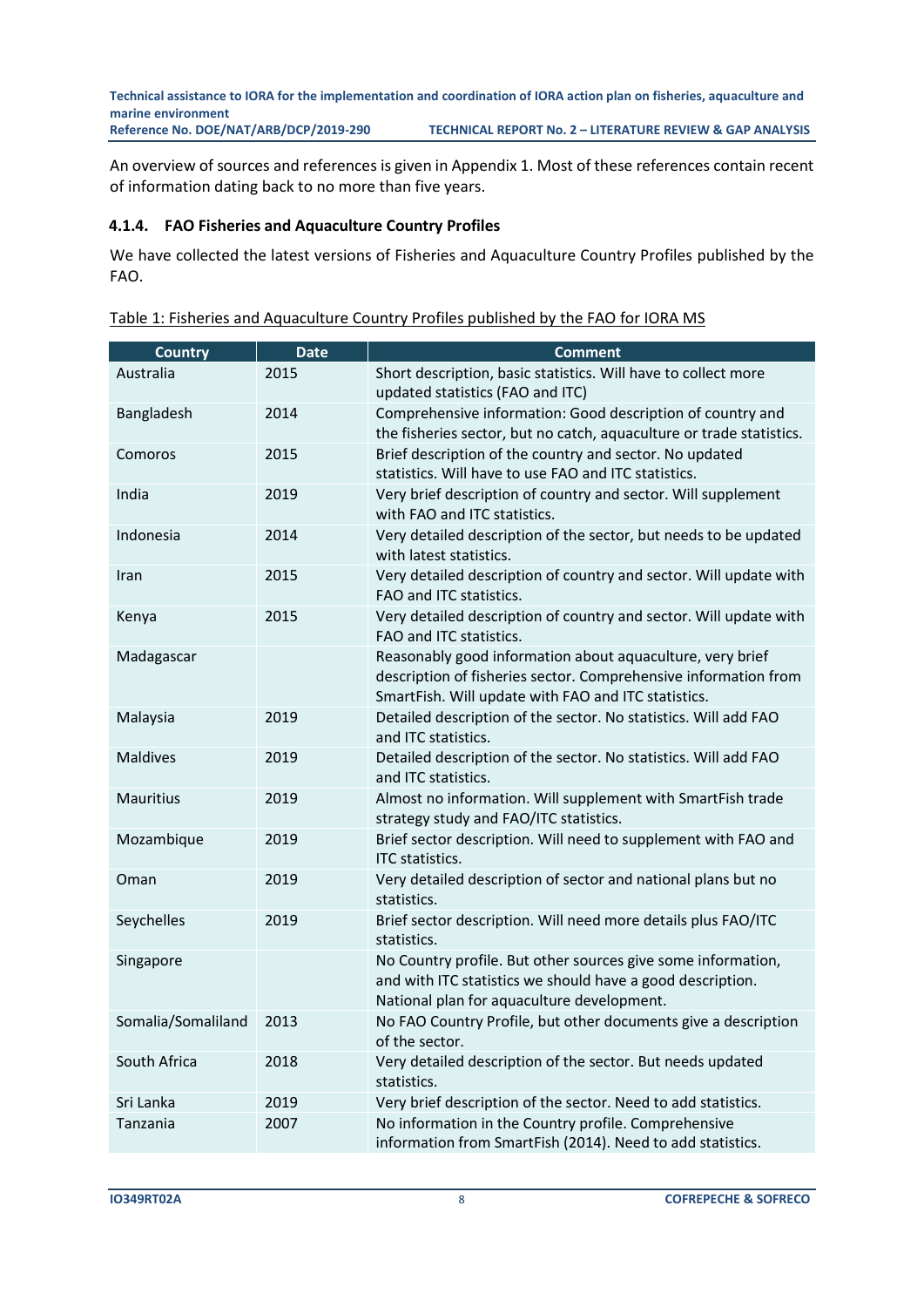An overview of sources and references is given in Appendix 1. Most of these references contain recent of information dating back to no more than five years.

#### 4.1.4. FAO Fisheries and Aquaculture Country Profiles

We have collected the latest versions of Fisheries and Aquaculture Country Profiles published by the FAO.

<u>Table 1: Fisheries and Aquaculture Country Profiles published by the FAO for IORA MS</u>

| Country | Date | Comment |
|---|---|---|
| Australia | 2015 | Short description, basic statistics. Will have to collect more updated statistics (FAO and ITC) |
| Bangladesh | 2014 | Comprehensive information: Good description of country and the fisheries sector, but no catch, aquaculture or trade statistics. |
| Comoros | 2015 | Brief description of the country and sector. No updated statistics. Will have to use FAO and ITC statistics. |
| India | 2019 | Very brief description of country and sector. Will supplement with FAO and ITC statistics. |
| Indonesia | 2014 | Very detailed description of the sector, but needs to be updated with latest statistics. |
| Iran | 2015 | Very detailed description of country and sector. Will update with FAO and ITC statistics. |
| Kenya | 2015 | Very detailed description of country and sector. Will update with FAO and ITC statistics. |
| Madagascar | | Reasonably good information about aquaculture, very brief description of fisheries sector. Comprehensive information from SmartFish. Will update with FAO and ITC statistics. |
| Malaysia | 2019 | Detailed description of the sector. No statistics. Will add FAO and ITC statistics. |
| Maldives | 2019 | Detailed description of the sector. No statistics. Will add FAO and ITC statistics. |
| Mauritius | 2019 | Almost no information. Will supplement with SmartFish trade strategy study and FAO/ITC statistics. |
| Mozambique | 2019 | Brief sector description. Will need to supplement with FAO and ITC statistics. |
| Oman | 2019 | Very detailed description of sector and national plans but no statistics. |
| Seychelles | 2019 | Brief sector description. Will need more details plus FAO/ITC statistics. |
| Singapore | | No Country profile. But other sources give some information, and with ITC statistics we should have a good description. National plan for aquaculture development. |
| Somalia/Somaliland | 2013 | No FAO Country Profile, but other documents give a description of the sector. |
| South Africa | 2018 | Very detailed description of the sector. But needs updated statistics. |
| Sri Lanka | 2019 | Very brief description of the sector. Need to add statistics. |
| Tanzania | 2007 | No information in the Country profile. Comprehensive information from SmartFish (2014). Need to add statistics. |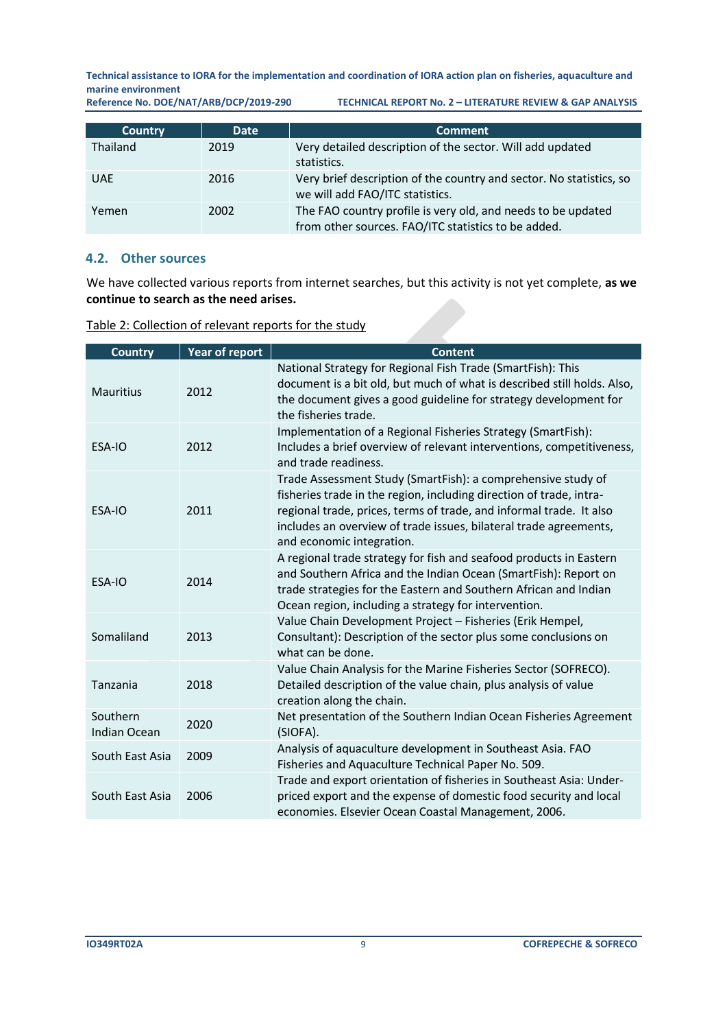| Country | Date | Comment |
| --- | --- | --- |
| Thailand | 2019 | Very detailed description of the sector. Will add updated statistics. |
| UAE | 2016 | Very brief description of the country and sector. No statistics, so we will add FAO/ITC statistics. |
| Yemen | 2002 | The FAO country profile is very old, and needs to be updated from other sources. FAO/ITC statistics to be added. |

## 4.2. Other sources

We have collected various reports from internet searches, but this activity is not yet complete, **as we continue to search as the need arises.**

Table 2: Collection of relevant reports for the study

| Country | Year of report | Content |
| --- | --- | --- |
| Mauritius | 2012 | National Strategy for Regional Fish Trade (SmartFish): This document is a bit old, but much of what is described still holds. Also, the document gives a good guideline for strategy development for the fisheries trade. |
| ESA-IO | 2012 | Implementation of a Regional Fisheries Strategy (SmartFish): Includes a brief overview of relevant interventions, competitiveness, and trade readiness. |
| ESA-IO | 2011 | Trade Assessment Study (SmartFish): a comprehensive study of fisheries trade in the region, including direction of trade, intra-regional trade, prices, terms of trade, and informal trade. It also includes an overview of trade issues, bilateral trade agreements, and economic integration. |
| ESA-IO | 2014 | A regional trade strategy for fish and seafood products in Eastern and Southern Africa and the Indian Ocean (SmartFish): Report on trade strategies for the Eastern and Southern African and Indian Ocean region, including a strategy for intervention. |
| Somaliland | 2013 | Value Chain Development Project – Fisheries (Erik Hempel, Consultant): Description of the sector plus some conclusions on what can be done. |
| Tanzania | 2018 | Value Chain Analysis for the Marine Fisheries Sector (SOFRECO). Detailed description of the value chain, plus analysis of value creation along the chain. |
| Southern Indian Ocean | 2020 | Net presentation of the Southern Indian Ocean Fisheries Agreement (SIOFA). |
| South East Asia | 2009 | Analysis of aquaculture development in Southeast Asia. FAO Fisheries and Aquaculture Technical Paper No. 509. |
| South East Asia | 2006 | Trade and export orientation of fisheries in Southeast Asia: Under-priced export and the expense of domestic food security and local economies. Elsevier Ocean Coastal Management, 2006. |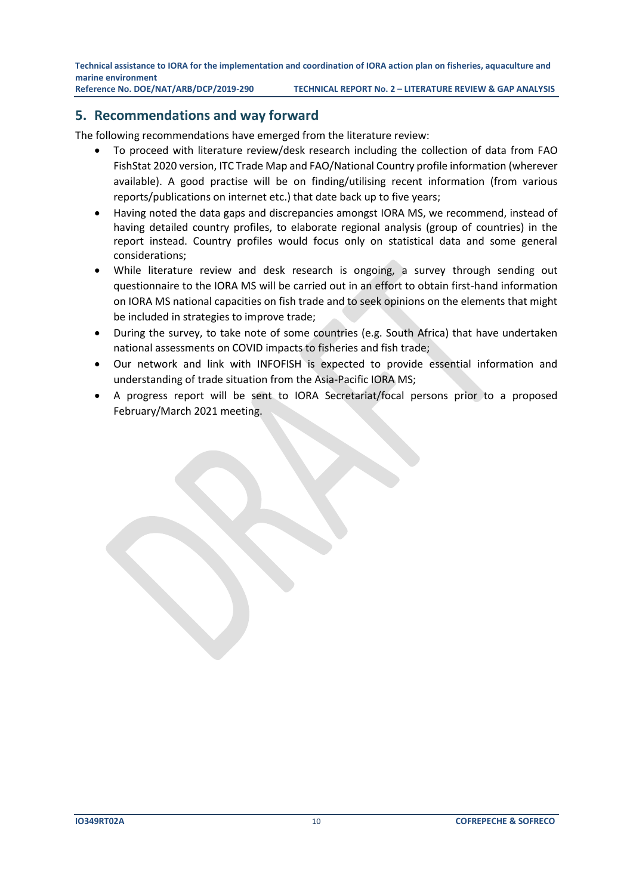## 5. Recommendations and way forward

The following recommendations have emerged from the literature review:

- To proceed with literature review/desk research including the collection of data from FAO FishStat 2020 version, ITC Trade Map and FAO/National Country profile information (wherever available). A good practise will be on finding/utilising recent information (from various reports/publications on internet etc.) that date back up to five years;
- Having noted the data gaps and discrepancies amongst IORA MS, we recommend, instead of having detailed country profiles, to elaborate regional analysis (group of countries) in the report instead. Country profiles would focus only on statistical data and some general considerations;
- While literature review and desk research is ongoing, a survey through sending out questionnaire to the IORA MS will be carried out in an effort to obtain first-hand information on IORA MS national capacities on fish trade and to seek opinions on the elements that might be included in strategies to improve trade;
- During the survey, to take note of some countries (e.g. South Africa) that have undertaken national assessments on COVID impacts to fisheries and fish trade;
- Our network and link with INFOFISH is expected to provide essential information and understanding of trade situation from the Asia-Pacific IORA MS;
- A progress report will be sent to IORA Secretariat/focal persons prior to a proposed February/March 2021 meeting.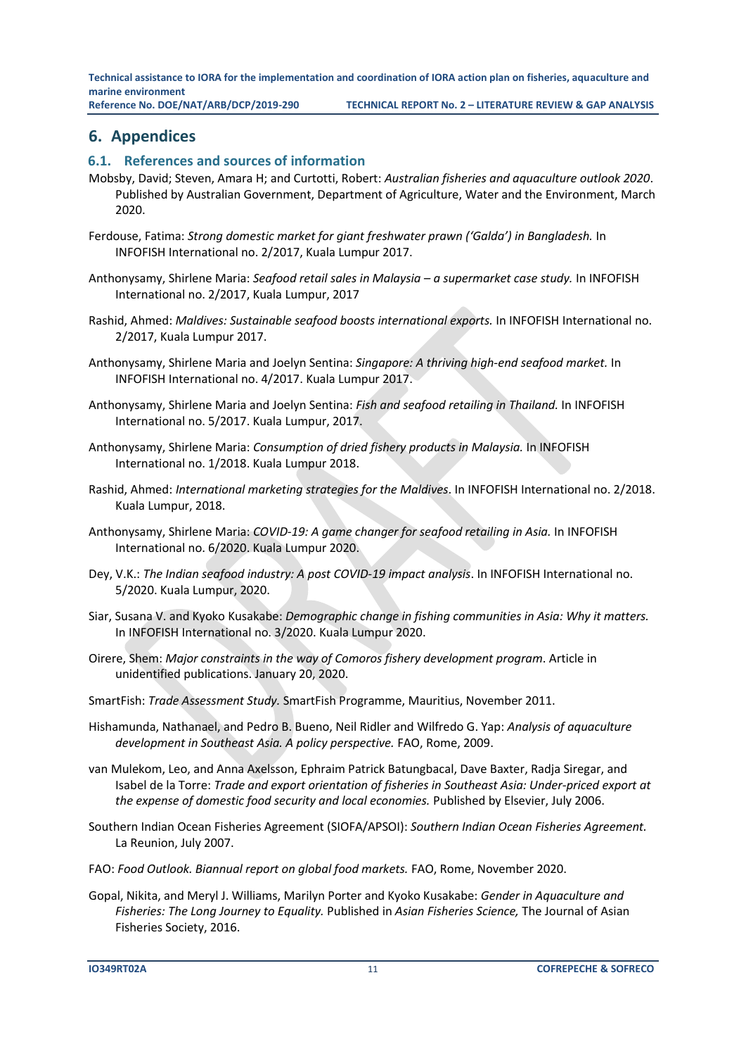# 6. Appendices

## 6.1. References and sources of information

Mobsby, David; Steven, Amara H; and Curtotti, Robert: *Australian fisheries and aquaculture outlook 2020*. Published by Australian Government, Department of Agriculture, Water and the Environment, March 2020.

Ferdouse, Fatima: *Strong domestic market for giant freshwater prawn ('Galda') in Bangladesh.* In INFOFISH International no. 2/2017, Kuala Lumpur 2017.

Anthonysamy, Shirlene Maria: *Seafood retail sales in Malaysia – a supermarket case study.* In INFOFISH International no. 2/2017, Kuala Lumpur, 2017

Rashid, Ahmed: *Maldives: Sustainable seafood boosts international exports.* In INFOFISH International no. 2/2017, Kuala Lumpur 2017.

Anthonysamy, Shirlene Maria and Joelyn Sentina: *Singapore: A thriving high-end seafood market.* In INFOFISH International no. 4/2017. Kuala Lumpur 2017.

Anthonysamy, Shirlene Maria and Joelyn Sentina: *Fish and seafood retailing in Thailand.* In INFOFISH International no. 5/2017. Kuala Lumpur, 2017.

Anthonysamy, Shirlene Maria: *Consumption of dried fishery products in Malaysia.* In INFOFISH International no. 1/2018. Kuala Lumpur 2018.

Rashid, Ahmed: *International marketing strategies for the Maldives*. In INFOFISH International no. 2/2018. Kuala Lumpur, 2018.

Anthonysamy, Shirlene Maria: *COVID-19: A game changer for seafood retailing in Asia.* In INFOFISH International no. 6/2020. Kuala Lumpur 2020.

Dey, V.K.: *The Indian seafood industry: A post COVID-19 impact analysis*. In INFOFISH International no. 5/2020. Kuala Lumpur, 2020.

Siar, Susana V. and Kyoko Kusakabe: *Demographic change in fishing communities in Asia: Why it matters.* In INFOFISH International no. 3/2020. Kuala Lumpur 2020.

Oirere, Shem: *Major constraints in the way of Comoros fishery development program*. Article in unidentified publications. January 20, 2020.

SmartFish: *Trade Assessment Study.* SmartFish Programme, Mauritius, November 2011.

Hishamunda, Nathanael, and Pedro B. Bueno, Neil Ridler and Wilfredo G. Yap: *Analysis of aquaculture development in Southeast Asia. A policy perspective.* FAO, Rome, 2009.

van Mulekom, Leo, and Anna Axelsson, Ephraim Patrick Batungbacal, Dave Baxter, Radja Siregar, and Isabel de la Torre: *Trade and export orientation of fisheries in Southeast Asia: Under-priced export at the expense of domestic food security and local economies.* Published by Elsevier, July 2006.

Southern Indian Ocean Fisheries Agreement (SIOFA/APSOI): *Southern Indian Ocean Fisheries Agreement.* La Reunion, July 2007.

FAO: *Food Outlook. Biannual report on global food markets.* FAO, Rome, November 2020.

Gopal, Nikita, and Meryl J. Williams, Marilyn Porter and Kyoko Kusakabe: *Gender in Aquaculture and Fisheries: The Long Journey to Equality.* Published in *Asian Fisheries Science,* The Journal of Asian Fisheries Society, 2016.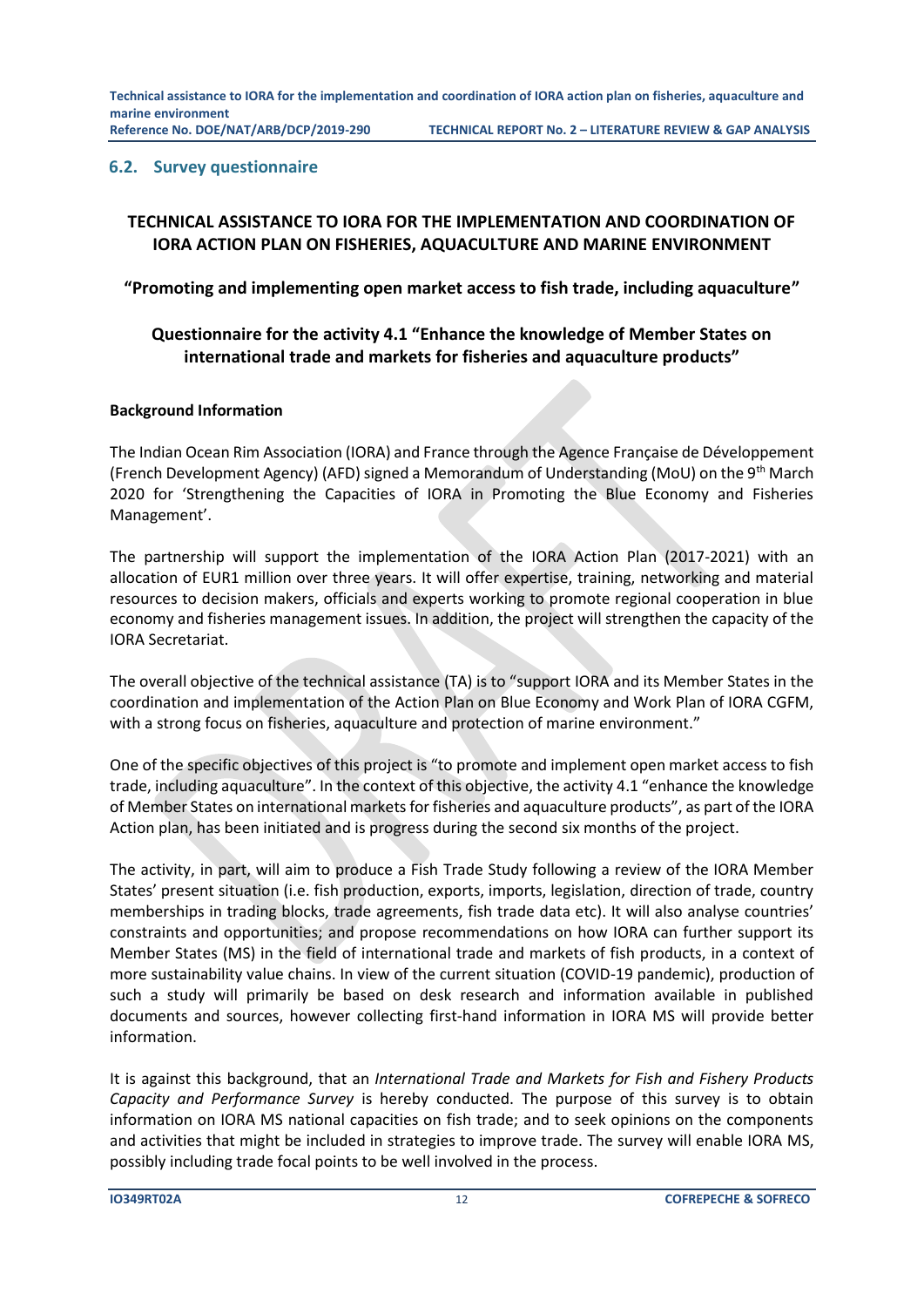## 6.2. Survey questionnaire

**TECHNICAL ASSISTANCE TO IORA FOR THE IMPLEMENTATION AND COORDINATION OF IORA ACTION PLAN ON FISHERIES, AQUACULTURE AND MARINE ENVIRONMENT**

**"Promoting and implementing open market access to fish trade, including aquaculture"**

**Questionnaire for the activity 4.1 "Enhance the knowledge of Member States on international trade and markets for fisheries and aquaculture products"**

**Background Information**

The Indian Ocean Rim Association (IORA) and France through the Agence Française de Développement (French Development Agency) (AFD) signed a Memorandum of Understanding (MoU) on the 9th March 2020 for 'Strengthening the Capacities of IORA in Promoting the Blue Economy and Fisheries Management'.

The partnership will support the implementation of the IORA Action Plan (2017-2021) with an allocation of EUR1 million over three years. It will offer expertise, training, networking and material resources to decision makers, officials and experts working to promote regional cooperation in blue economy and fisheries management issues. In addition, the project will strengthen the capacity of the IORA Secretariat.

The overall objective of the technical assistance (TA) is to "support IORA and its Member States in the coordination and implementation of the Action Plan on Blue Economy and Work Plan of IORA CGFM, with a strong focus on fisheries, aquaculture and protection of marine environment."

One of the specific objectives of this project is "to promote and implement open market access to fish trade, including aquaculture". In the context of this objective, the activity 4.1 "enhance the knowledge of Member States on international markets for fisheries and aquaculture products", as part of the IORA Action plan, has been initiated and is progress during the second six months of the project.

The activity, in part, will aim to produce a Fish Trade Study following a review of the IORA Member States' present situation (i.e. fish production, exports, imports, legislation, direction of trade, country memberships in trading blocks, trade agreements, fish trade data etc). It will also analyse countries' constraints and opportunities; and propose recommendations on how IORA can further support its Member States (MS) in the field of international trade and markets of fish products, in a context of more sustainability value chains. In view of the current situation (COVID-19 pandemic), production of such a study will primarily be based on desk research and information available in published documents and sources, however collecting first-hand information in IORA MS will provide better information.

It is against this background, that an *International Trade and Markets for Fish and Fishery Products Capacity and Performance Survey* is hereby conducted. The purpose of this survey is to obtain information on IORA MS national capacities on fish trade; and to seek opinions on the components and activities that might be included in strategies to improve trade. The survey will enable IORA MS, possibly including trade focal points to be well involved in the process.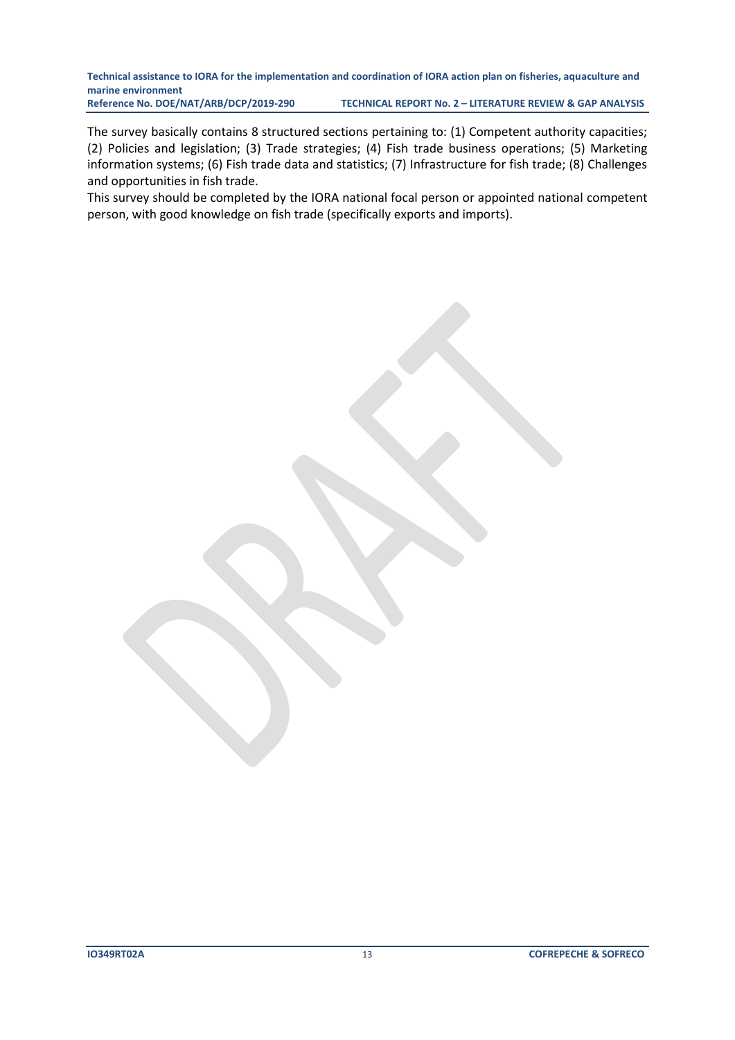The survey basically contains 8 structured sections pertaining to: (1) Competent authority capacities; (2) Policies and legislation; (3) Trade strategies; (4) Fish trade business operations; (5) Marketing information systems; (6) Fish trade data and statistics; (7) Infrastructure for fish trade; (8) Challenges and opportunities in fish trade.

This survey should be completed by the IORA national focal person or appointed national competent person, with good knowledge on fish trade (specifically exports and imports).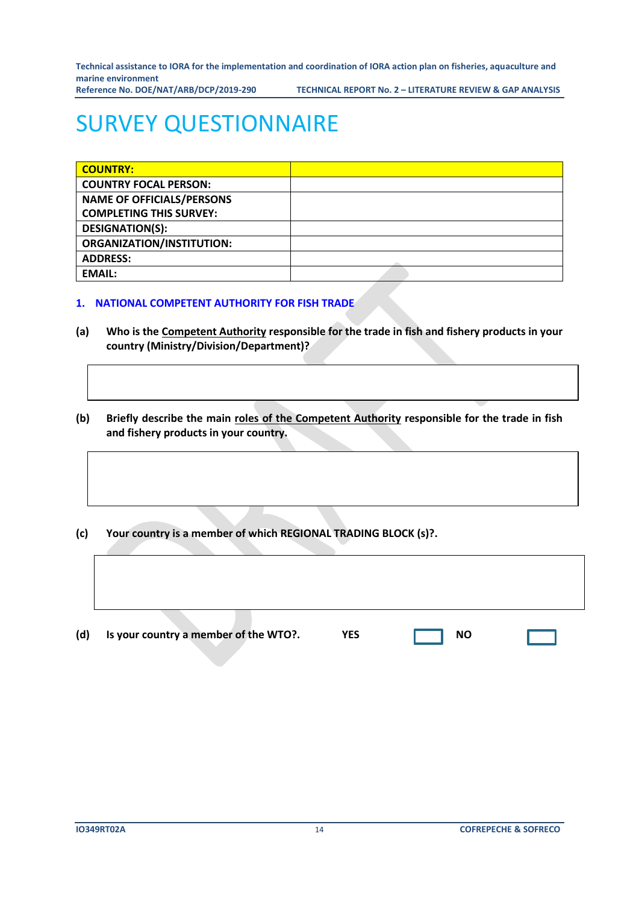# SURVEY QUESTIONNAIRE

| COUNTRY: | |
|---|---|
| COUNTRY FOCAL PERSON: | |
| NAME OF OFFICIALS/PERSONS COMPLETING THIS SURVEY: | |
| DESIGNATION(S): | |
| ORGANIZATION/INSTITUTION: | |
| ADDRESS: | |
| EMAIL: | |

## 1. NATIONAL COMPETENT AUTHORITY FOR FISH TRADE

**(a)** **Who is the <u>Competent Authority</u> responsible for the trade in fish and fishery products in your country (Ministry/Division/Department)?**

| |
|---|
| |

**(b)** **Briefly describe the main <u>roles of the Competent Authority</u> responsible for the trade in fish and fishery products in your country.**

| |
|---|
| |

**(c)** **Your country is a member of which REGIONAL TRADING BLOCK (s)?.**

| |
|---|
| |

**(d)** **Is your country a member of the WTO?.** **YES** ☐ **NO** ☐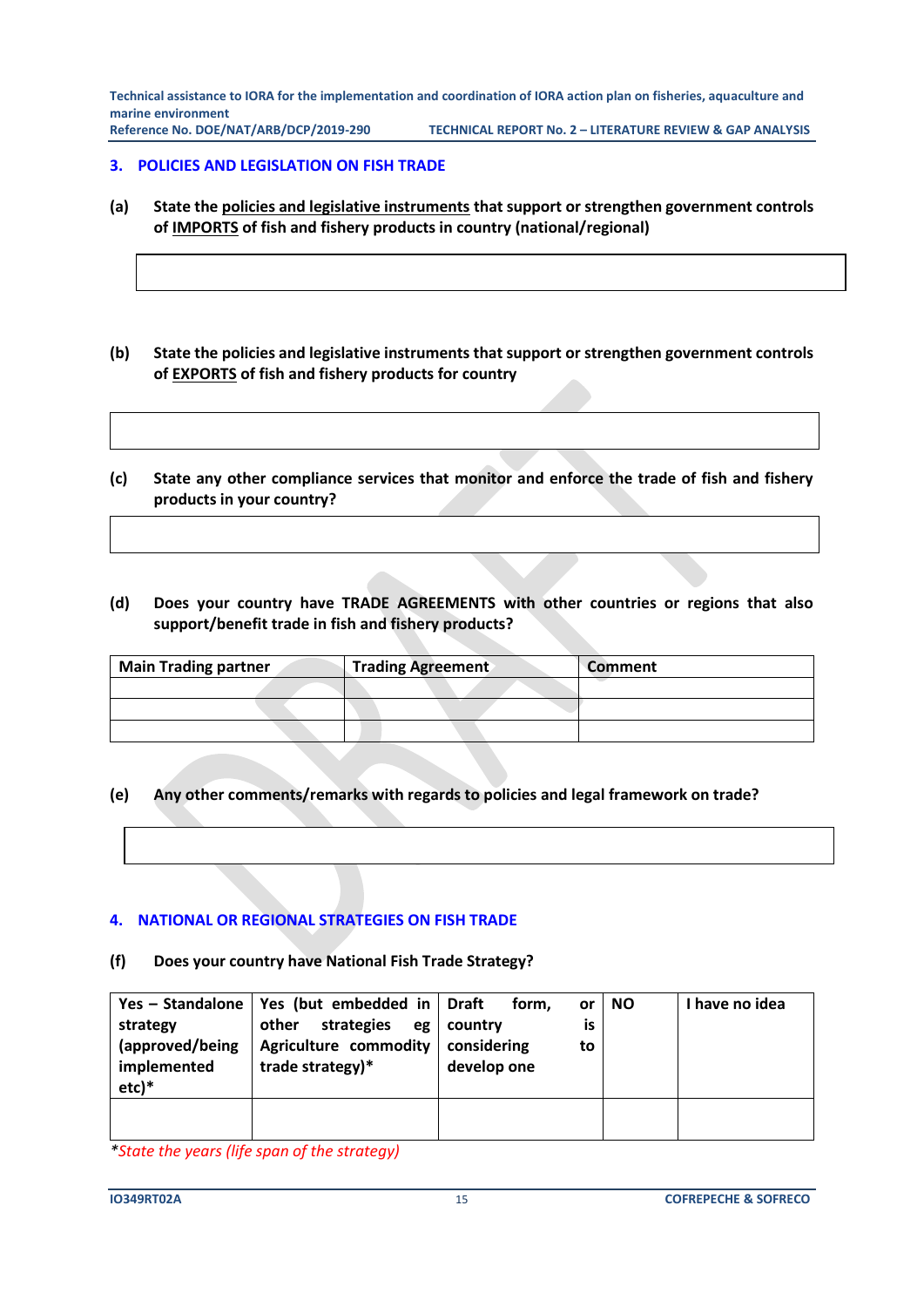## 3. POLICIES AND LEGISLATION ON FISH TRADE

**(a)** **State the <u>policies and legislative instruments</u> that support or strengthen government controls of <u>IMPORTS</u> of fish and fishery products in country (national/regional)**

| |
|---|
| |

**(b)** **State the policies and legislative instruments that support or strengthen government controls of <u>EXPORTS</u> of fish and fishery products for country**

| |
|---|
| |

**(c)** **State any other compliance services that monitor and enforce the trade of fish and fishery products in your country?**

| |
|---|
| |

**(d)** **Does your country have TRADE AGREEMENTS with other countries or regions that also support/benefit trade in fish and fishery products?**

| Main Trading partner | Trading Agreement | Comment |
|---|---|---|
| | | |
| | | |
| | | |

**(e)** **Any other comments/remarks with regards to policies and legal framework on trade?**

| |
|---|
| |

## 4. NATIONAL OR REGIONAL STRATEGIES ON FISH TRADE

**(f)** **Does your country have National Fish Trade Strategy?**

| Yes – Standalone strategy (approved/being implemented etc)* | Yes (but embedded in other strategies eg Agriculture commodity trade strategy)* | Draft form, or country is considering to develop one | NO | I have no idea |
|---|---|---|---|---|
| | | | | |

**State the years (life span of the strategy)*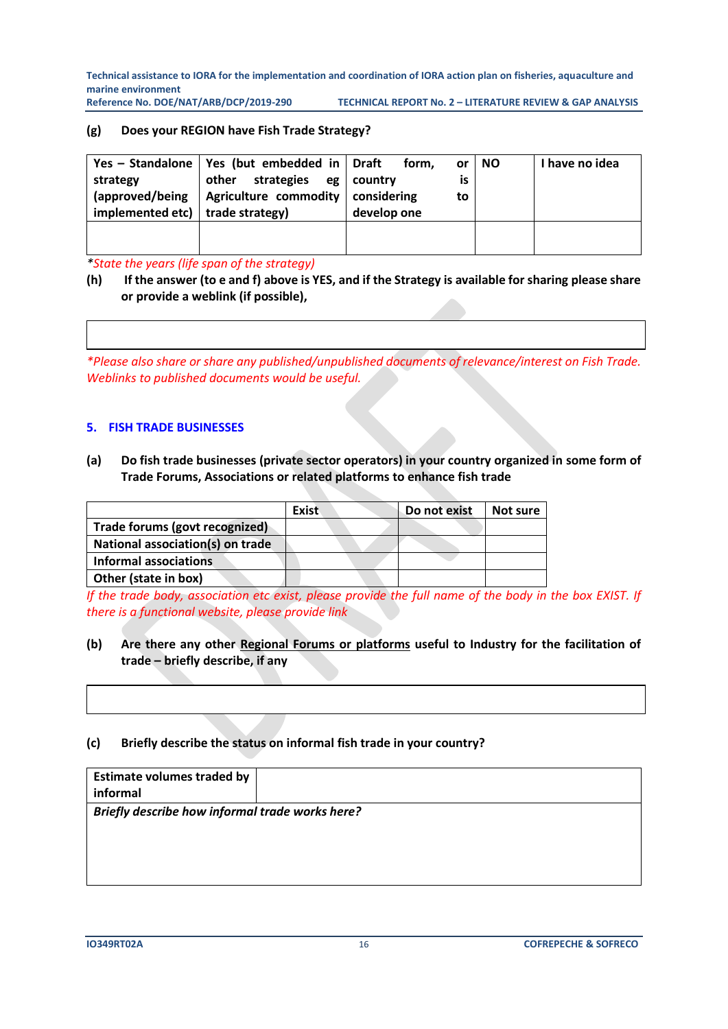**(g) Does your REGION have Fish Trade Strategy?**

| Yes – Standalone strategy (approved/being implemented etc) | Yes (but embedded in other strategies eg Agriculture commodity trade strategy) | Draft form, or country is considering to develop one | NO | I have no idea |
|---|---|---|---|---|
| | | | | |

*\*State the years (life span of the strategy)*

**(h) If the answer (to e and f) above is YES, and if the Strategy is available for sharing please share or provide a weblink (if possible),**

| |
|---|
| |

*\*Please also share or share any published/unpublished documents of relevance/interest on Fish Trade. Weblinks to published documents would be useful.*

## 5. FISH TRADE BUSINESSES

**(a) Do fish trade businesses (private sector operators) in your country organized in some form of Trade Forums, Associations or related platforms to enhance fish trade**

| | Exist | Do not exist | Not sure |
|---|---|---|---|
| Trade forums (govt recognized) | | | |
| National association(s) on trade | | | |
| Informal associations | | | |
| Other (state in box) | | | |

*If the trade body, association etc exist, please provide the full name of the body in the box EXIST. If there is a functional website, please provide link*

**(b) Are there any other Regional Forums or platforms useful to Industry for the facilitation of trade – briefly describe, if any**

| |
|---|
| |

**(c) Briefly describe the status on informal fish trade in your country?**

| Estimate volumes traded by informal | |
|---|---|
| ***Briefly describe how informal trade works here?*** | |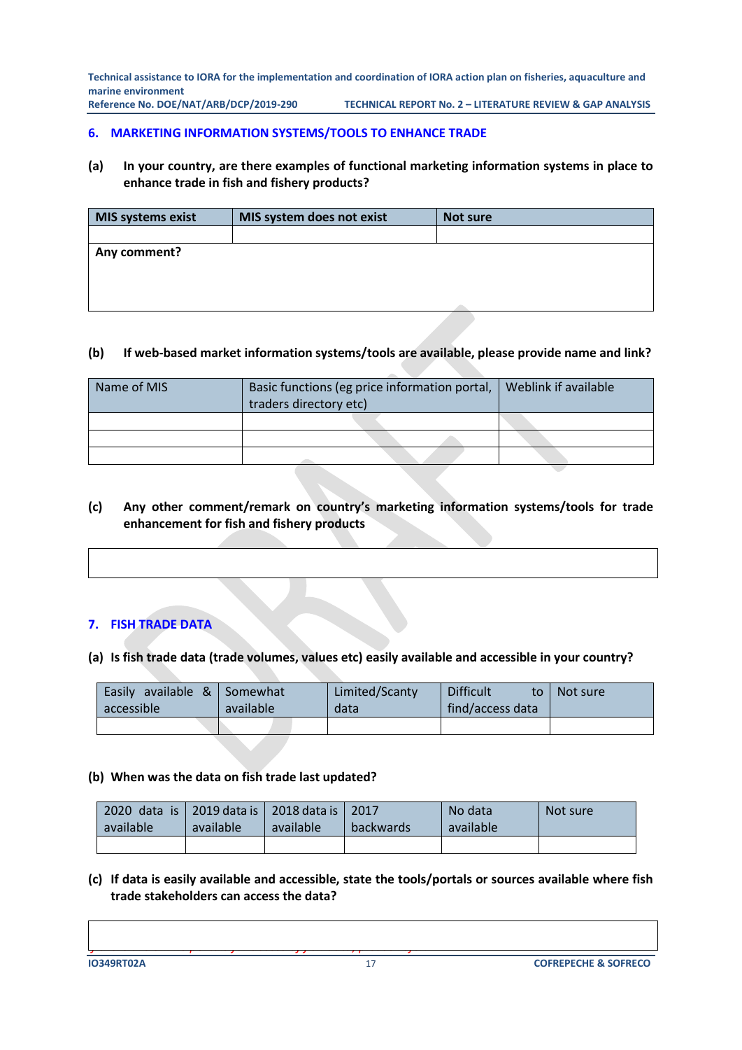## 6. MARKETING INFORMATION SYSTEMS/TOOLS TO ENHANCE TRADE

**(a) In your country, are there examples of functional marketing information systems in place to enhance trade in fish and fishery products?**

| MIS systems exist | MIS system does not exist | Not sure |
|---|---|---|
| | | |
| **Any comment?** | | |

**(b) If web-based market information systems/tools are available, please provide name and link?**

| Name of MIS | Basic functions (eg price information portal, traders directory etc) | Weblink if available |
|---|---|---|
| | | |
| | | |
| | | |

**(c) Any other comment/remark on country's marketing information systems/tools for trade enhancement for fish and fishery products**

| |
|---|
| |

## 7. FISH TRADE DATA

**(a) Is fish trade data (trade volumes, values etc) easily available and accessible in your country?**

| Easily available & accessible | Somewhat available | Limited/Scanty data | Difficult to find/access data | Not sure |
|---|---|---|---|---|
| | | | | |

**(b) When was the data on fish trade last updated?**

| 2020 data is available | 2019 data is available | 2018 data is available | 2017 backwards | No data available | Not sure |
|---|---|---|---|---|---|
| | | | | | |

**(c) If data is easily available and accessible, state the tools/portals or sources available where fish trade stakeholders can access the data?**

| |
|---|
| |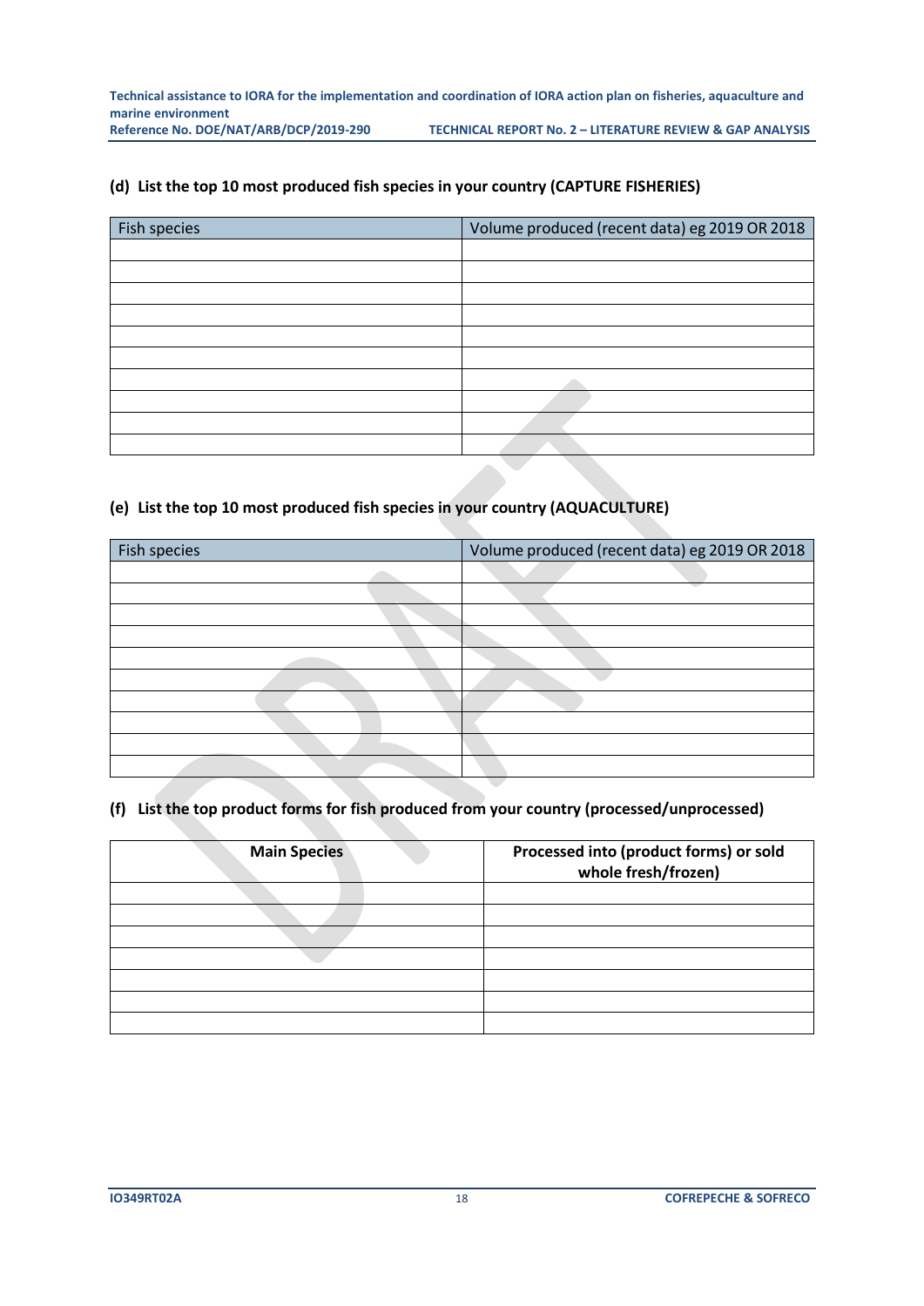**(d) List the top 10 most produced fish species in your country (CAPTURE FISHERIES)**

| Fish species | Volume produced (recent data) eg 2019 OR 2018 |
|---|---|
| | |
| | |
| | |
| | |
| | |
| | |
| | |
| | |
| | |
| | |

**(e) List the top 10 most produced fish species in your country (AQUACULTURE)**

| Fish species | Volume produced (recent data) eg 2019 OR 2018 |
|---|---|
| | |
| | |
| | |
| | |
| | |
| | |
| | |
| | |
| | |
| | |

**(f) List the top product forms for fish produced from your country (processed/unprocessed)**

| Main Species | Processed into (product forms) or sold whole fresh/frozen) |
|---|---|
| | |
| | |
| | |
| | |
| | |
| | |
| | |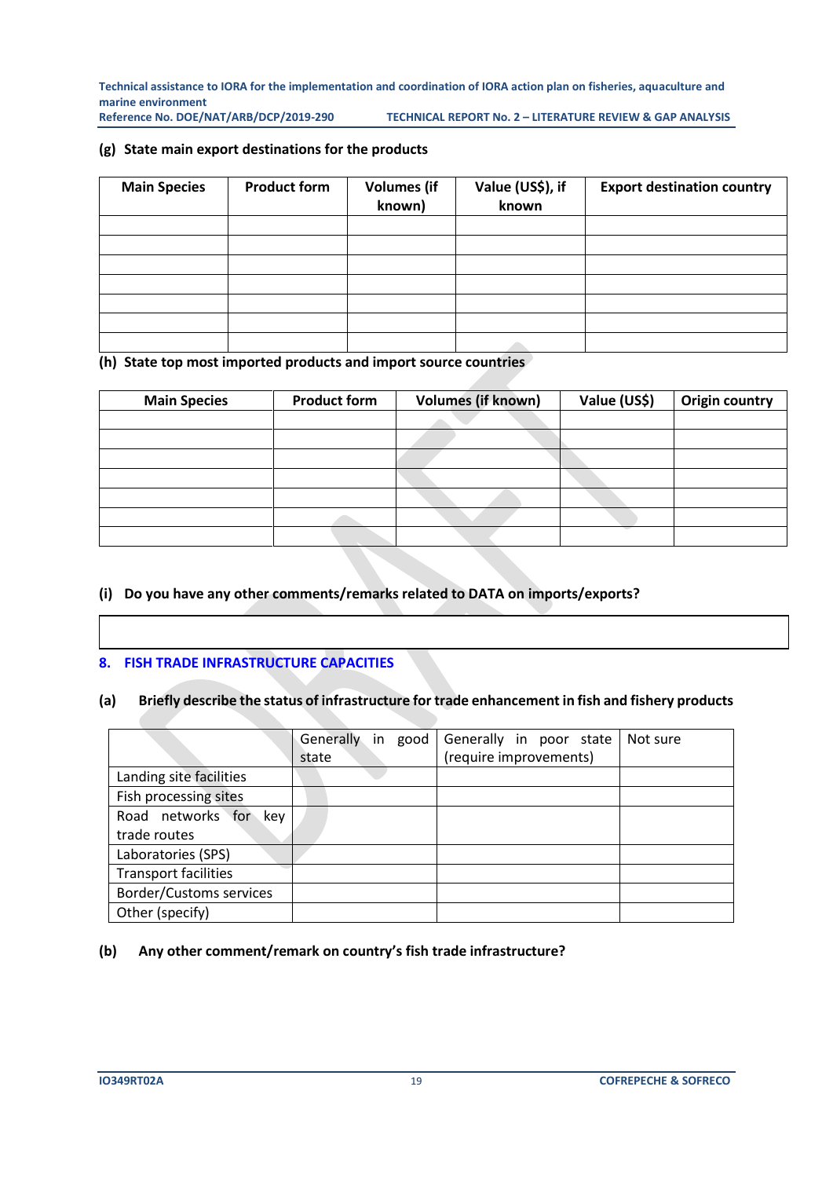**(g) State main export destinations for the products**

| Main Species | Product form | Volumes (if known) | Value (US$), if known | Export destination country |
|---|---|---|---|---|
| | | | | |
| | | | | |
| | | | | |
| | | | | |
| | | | | |
| | | | | |
| | | | | |

**(h) State top most imported products and import source countries**

| Main Species | Product form | Volumes (if known) | Value (US$) | Origin country |
|---|---|---|---|---|
| | | | | |
| | | | | |
| | | | | |
| | | | | |
| | | | | |
| | | | | |
| | | | | |

**(i) Do you have any other comments/remarks related to DATA on imports/exports?**

| |
|---|
| |

## 8. FISH TRADE INFRASTRUCTURE CAPACITIES

**(a) Briefly describe the status of infrastructure for trade enhancement in fish and fishery products**

| | Generally in good state | Generally in poor state (require improvements) | Not sure |
|---|---|---|---|
| Landing site facilities | | | |
| Fish processing sites | | | |
| Road networks for key trade routes | | | |
| Laboratories (SPS) | | | |
| Transport facilities | | | |
| Border/Customs services | | | |
| Other (specify) | | | |

**(b) Any other comment/remark on country's fish trade infrastructure?**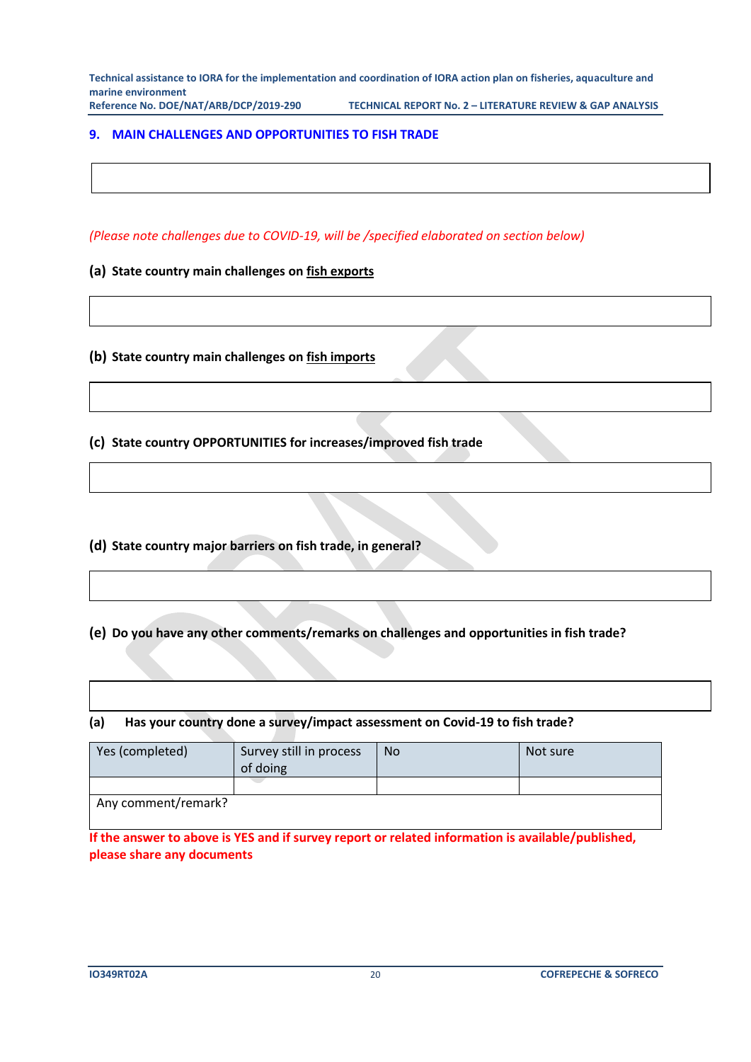## 9. MAIN CHALLENGES AND OPPORTUNITIES TO FISH TRADE

*(Please note challenges due to COVID-19, will be /specified elaborated on section below)*

**(a) State country main challenges on fish exports**

**(b) State country main challenges on fish imports**

**(c) State country OPPORTUNITIES for increases/improved fish trade**

**(d) State country major barriers on fish trade, in general?**

**(e) Do you have any other comments/remarks on challenges and opportunities in fish trade?**

**(a) Has your country done a survey/impact assessment on Covid-19 to fish trade?**

| Yes (completed) | Survey still in process of doing | No | Not sure |
|---|---|---|---|
| | | | |
| Any comment/remark? | | | |

**If the answer to above is YES and if survey report or related information is available/published, please share any documents**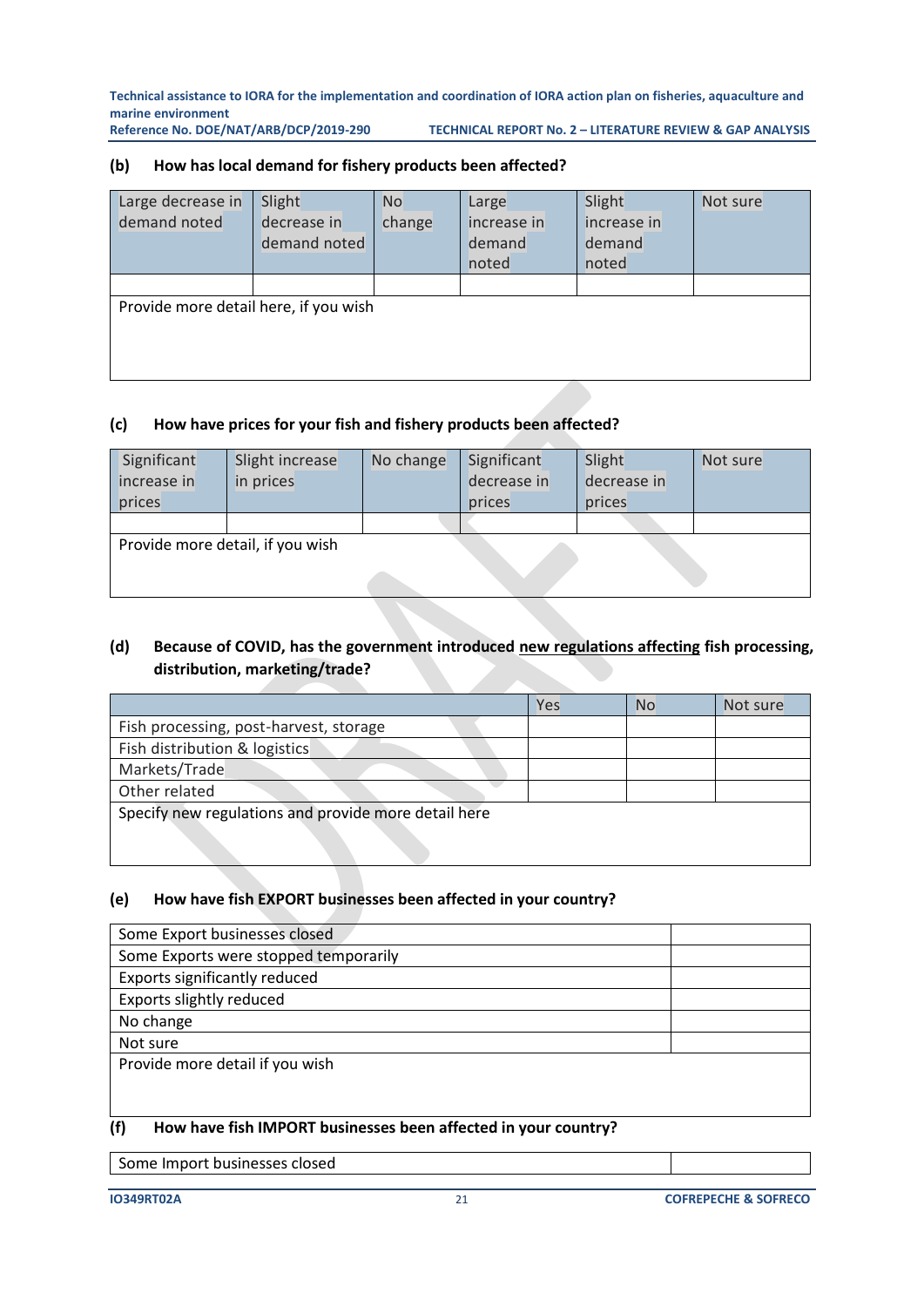**(b) How has local demand for fishery products been affected?**

| Large decrease in demand noted | Slight decrease in demand noted | No change | Large increase in demand noted | Slight increase in demand noted | Not sure |
|---|---|---|---|---|---|
| | | | | | |
| Provide more detail here, if you wish | | | | | |

**(c) How have prices for your fish and fishery products been affected?**

| Significant increase in prices | Slight increase in prices | No change | Significant decrease in prices | Slight decrease in prices | Not sure |
|---|---|---|---|---|---|
| | | | | | |
| Provide more detail, if you wish | | | | | |

**(d) Because of COVID, has the government introduced <u>new regulations affecting</u> fish processing, distribution, marketing/trade?**

| | Yes | No | Not sure |
|---|---|---|---|
| Fish processing, post-harvest, storage | | | |
| Fish distribution & logistics | | | |
| Markets/Trade | | | |
| Other related | | | |
| Specify new regulations and provide more detail here | | | |

**(e) How have fish EXPORT businesses been affected in your country?**

| | |
|---|---|
| Some Export businesses closed | |
| Some Exports were stopped temporarily | |
| Exports significantly reduced | |
| Exports slightly reduced | |
| No change | |
| Not sure | |
| Provide more detail if you wish | |

**(f) How have fish IMPORT businesses been affected in your country?**

| | |
|---|---|
| Some Import businesses closed | |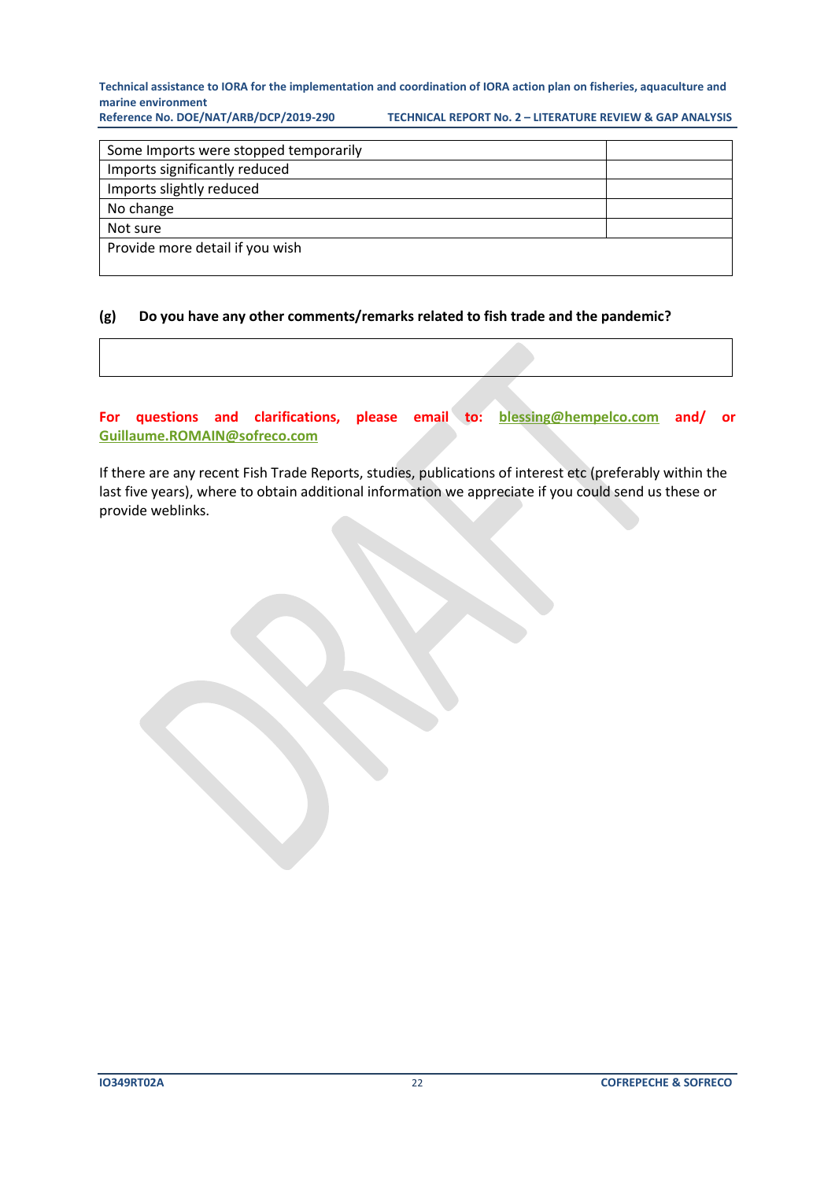| | |
|---|---|
| Some Imports were stopped temporarily | |
| Imports significantly reduced | |
| Imports slightly reduced | |
| No change | |
| Not sure | |
| Provide more detail if you wish | |

**(g) Do you have any other comments/remarks related to fish trade and the pandemic?**

| |
|---|
| |

**For questions and clarifications, please email to: blessing@hempelco.com and/ or Guillaume.ROMAIN@sofreco.com**

If there are any recent Fish Trade Reports, studies, publications of interest etc (preferably within the last five years), where to obtain additional information we appreciate if you could send us these or provide weblinks.